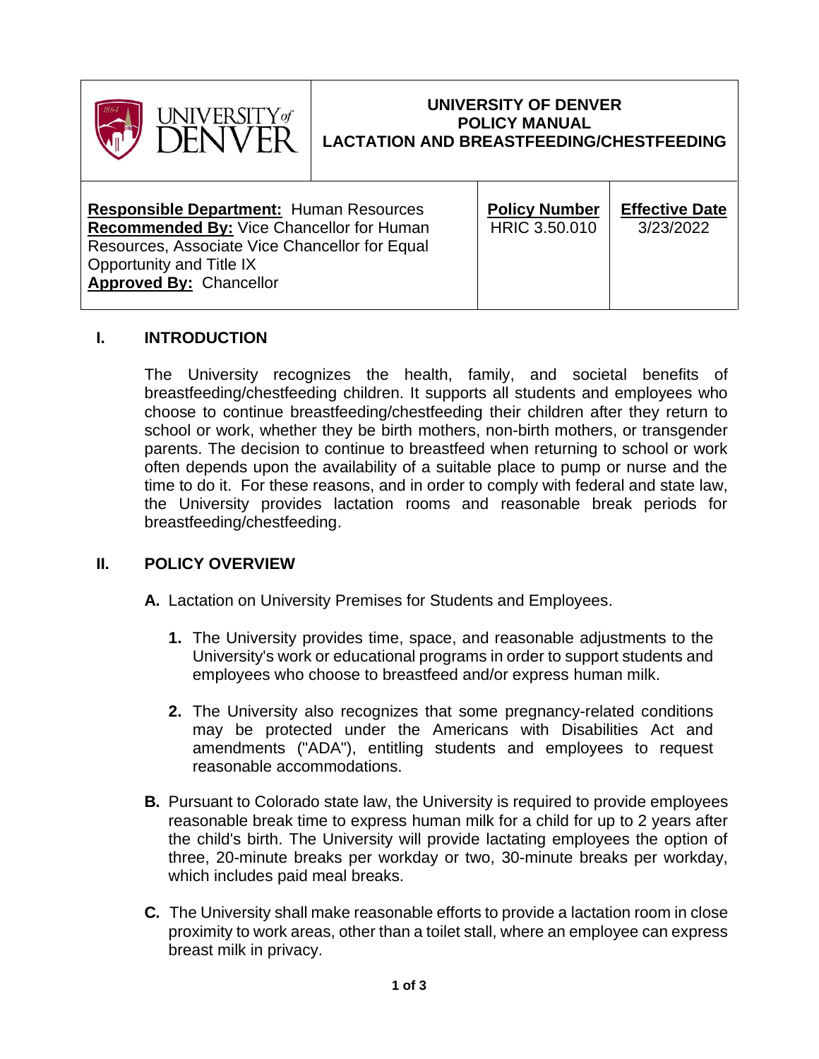# UNIVERSITY OF DENVER
## POLICY MANUAL
## LACTATION AND BREASTFEEDING/CHESTFEEDING

| Responsible Department / Recommended By / Approved By | Policy Number | Effective Date |
|---|---|---|
| **Responsible Department:** Human Resources<br>**Recommended By:** Vice Chancellor for Human Resources, Associate Vice Chancellor for Equal Opportunity and Title IX<br>**Approved By:** Chancellor | HRIC 3.50.010 | 3/23/2022 |

## I. INTRODUCTION

The University recognizes the health, family, and societal benefits of breastfeeding/chestfeeding children. It supports all students and employees who choose to continue breastfeeding/chestfeeding their children after they return to school or work, whether they be birth mothers, non-birth mothers, or transgender parents. The decision to continue to breastfeed when returning to school or work often depends upon the availability of a suitable place to pump or nurse and the time to do it. For these reasons, and in order to comply with federal and state law, the University provides lactation rooms and reasonable break periods for breastfeeding/chestfeeding.

## II. POLICY OVERVIEW

**A.** Lactation on University Premises for Students and Employees.

1. The University provides time, space, and reasonable adjustments to the University's work or educational programs in order to support students and employees who choose to breastfeed and/or express human milk.

2. The University also recognizes that some pregnancy-related conditions may be protected under the Americans with Disabilities Act and amendments ("ADA"), entitling students and employees to request reasonable accommodations.

**B.** Pursuant to Colorado state law, the University is required to provide employees reasonable break time to express human milk for a child for up to 2 years after the child's birth. The University will provide lactating employees the option of three, 20-minute breaks per workday or two, 30-minute breaks per workday, which includes paid meal breaks.

**C.** The University shall make reasonable efforts to provide a lactation room in close proximity to work areas, other than a toilet stall, where an employee can express breast milk in privacy.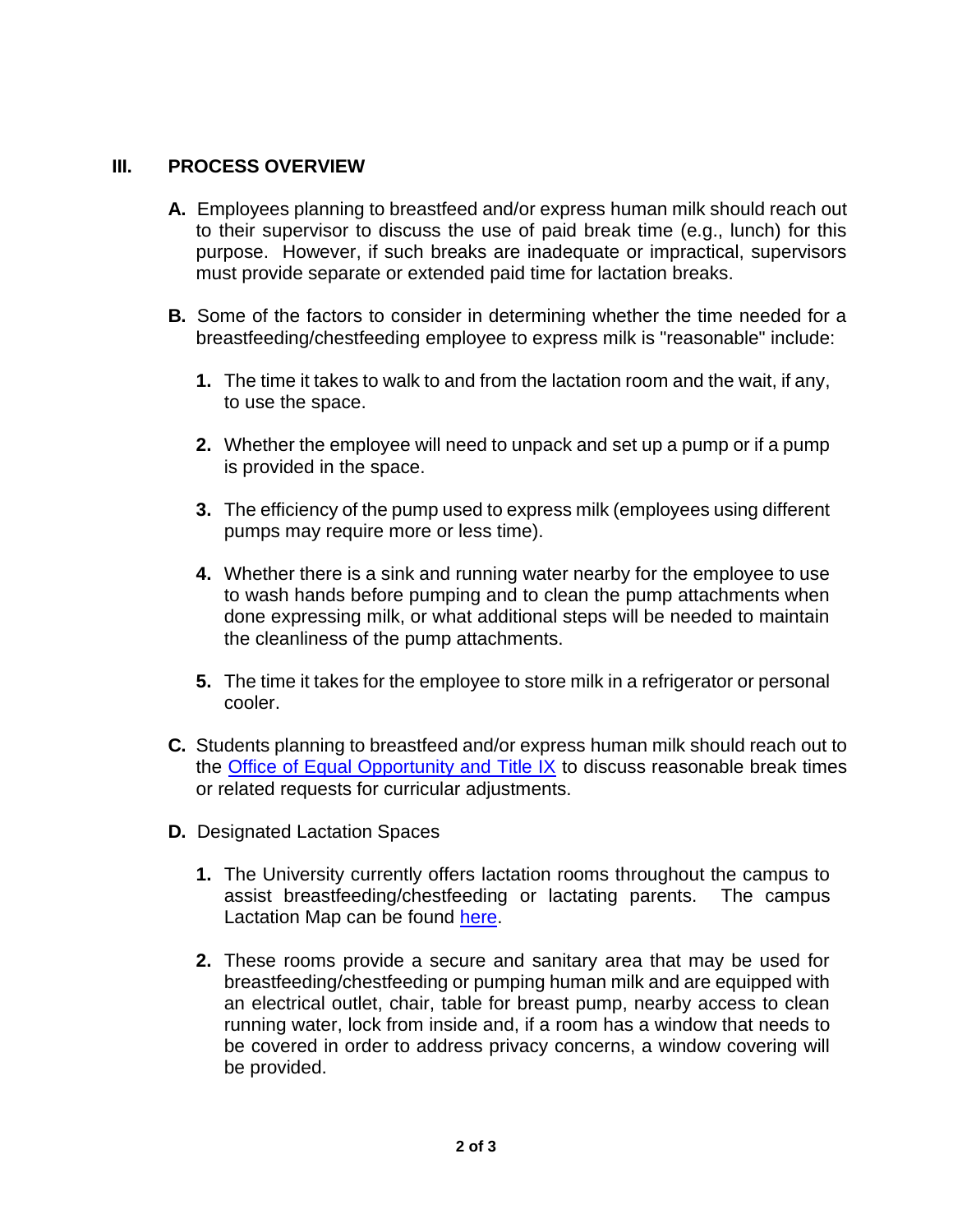## III. PROCESS OVERVIEW

**A.** Employees planning to breastfeed and/or express human milk should reach out to their supervisor to discuss the use of paid break time (e.g., lunch) for this purpose. However, if such breaks are inadequate or impractical, supervisors must provide separate or extended paid time for lactation breaks.

**B.** Some of the factors to consider in determining whether the time needed for a breastfeeding/chestfeeding employee to express milk is "reasonable" include:

1. The time it takes to walk to and from the lactation room and the wait, if any, to use the space.

2. Whether the employee will need to unpack and set up a pump or if a pump is provided in the space.

3. The efficiency of the pump used to express milk (employees using different pumps may require more or less time).

4. Whether there is a sink and running water nearby for the employee to use to wash hands before pumping and to clean the pump attachments when done expressing milk, or what additional steps will be needed to maintain the cleanliness of the pump attachments.

5. The time it takes for the employee to store milk in a refrigerator or personal cooler.

**C.** Students planning to breastfeed and/or express human milk should reach out to the Office of Equal Opportunity and Title IX to discuss reasonable break times or related requests for curricular adjustments.

**D.** Designated Lactation Spaces

1. The University currently offers lactation rooms throughout the campus to assist breastfeeding/chestfeeding or lactating parents. The campus Lactation Map can be found here.

2. These rooms provide a secure and sanitary area that may be used for breastfeeding/chestfeeding or pumping human milk and are equipped with an electrical outlet, chair, table for breast pump, nearby access to clean running water, lock from inside and, if a room has a window that needs to be covered in order to address privacy concerns, a window covering will be provided.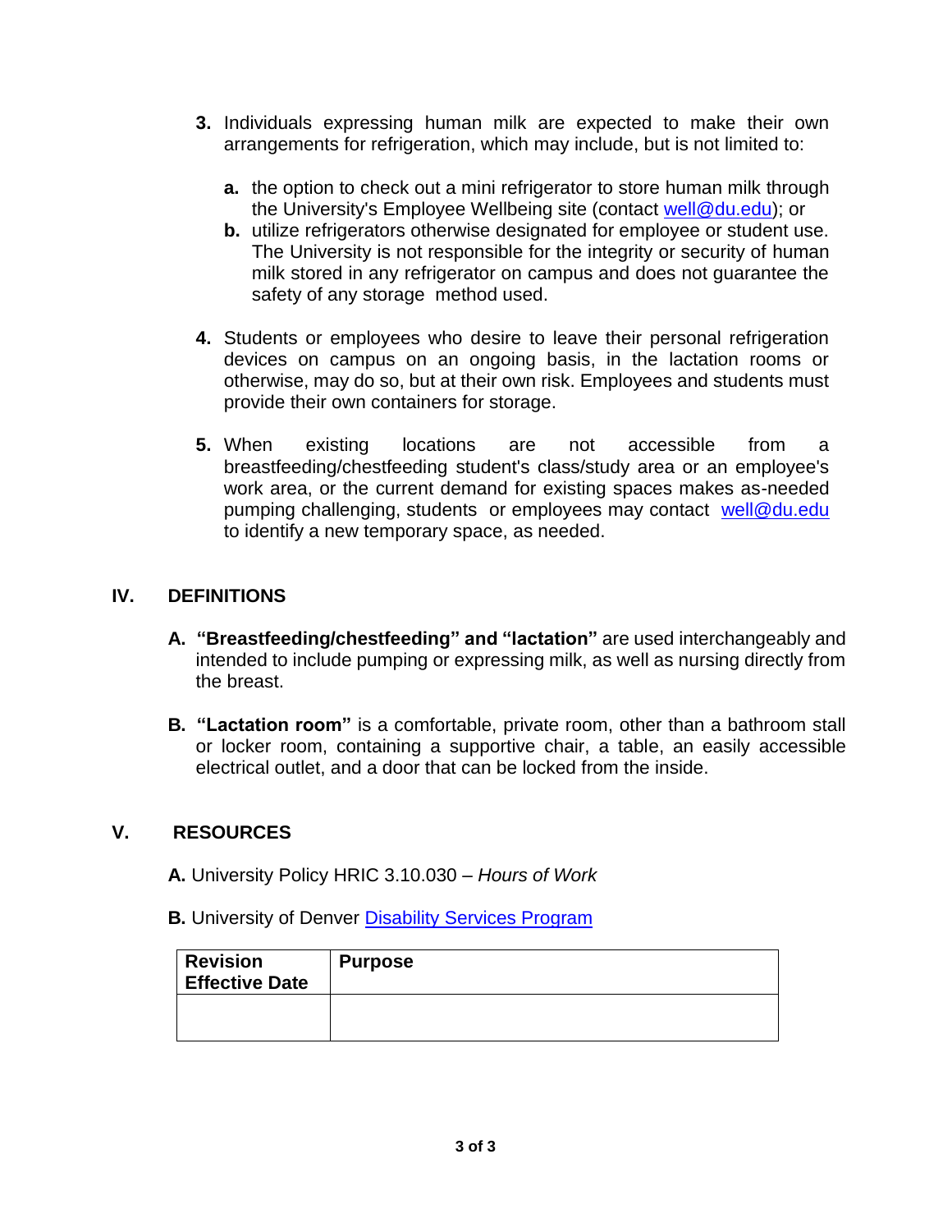3. Individuals expressing human milk are expected to make their own arrangements for refrigeration, which may include, but is not limited to:

   a. the option to check out a mini refrigerator to store human milk through the University's Employee Wellbeing site (contact well@du.edu); or
   b. utilize refrigerators otherwise designated for employee or student use. The University is not responsible for the integrity or security of human milk stored in any refrigerator on campus and does not guarantee the safety of any storage method used.

4. Students or employees who desire to leave their personal refrigeration devices on campus on an ongoing basis, in the lactation rooms or otherwise, may do so, but at their own risk. Employees and students must provide their own containers for storage.

5. When existing locations are not accessible from a breastfeeding/chestfeeding student's class/study area or an employee's work area, or the current demand for existing spaces makes as-needed pumping challenging, students or employees may contact well@du.edu to identify a new temporary space, as needed.

## IV. DEFINITIONS

**A. "Breastfeeding/chestfeeding" and "lactation"** are used interchangeably and intended to include pumping or expressing milk, as well as nursing directly from the breast.

**B. "Lactation room"** is a comfortable, private room, other than a bathroom stall or locker room, containing a supportive chair, a table, an easily accessible electrical outlet, and a door that can be locked from the inside.

## V. RESOURCES

**A.** University Policy HRIC 3.10.030 – *Hours of Work*

**B.** University of Denver Disability Services Program

| Revision Effective Date | Purpose |
|---|---|
| | |